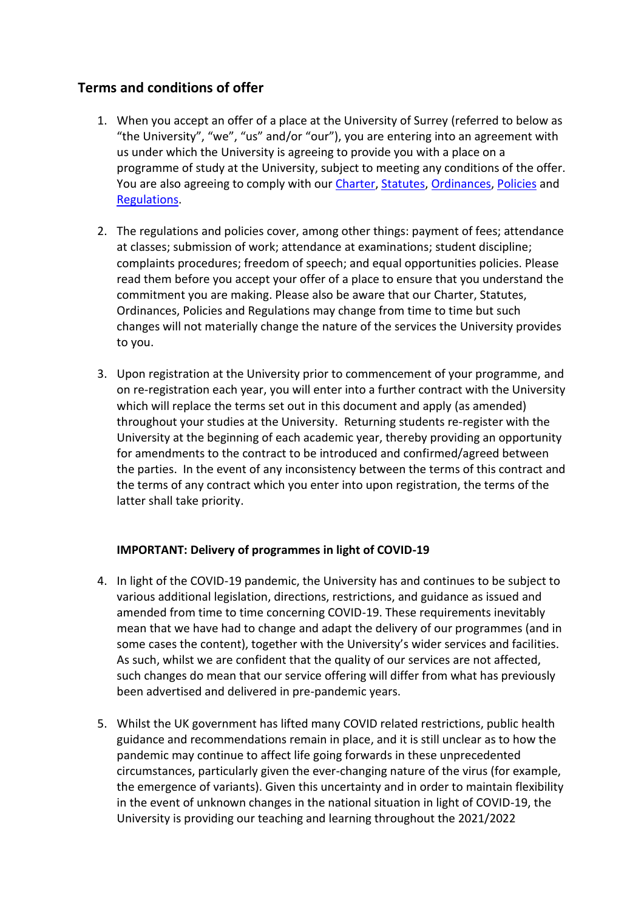## Terms and conditions of offer

1. When you accept an offer of a place at the University of Surrey (referred to below as "the University", "we", "us" and/or "our"), you are entering into an agreement with us under which the University is agreeing to provide you with a place on a programme of study at the University, subject to meeting any conditions of the offer. You are also agreeing to comply with our Charter, Statutes, Ordinances, Policies and Regulations.

2. The regulations and policies cover, among other things: payment of fees; attendance at classes; submission of work; attendance at examinations; student discipline; complaints procedures; freedom of speech; and equal opportunities policies. Please read them before you accept your offer of a place to ensure that you understand the commitment you are making. Please also be aware that our Charter, Statutes, Ordinances, Policies and Regulations may change from time to time but such changes will not materially change the nature of the services the University provides to you.

3. Upon registration at the University prior to commencement of your programme, and on re-registration each year, you will enter into a further contract with the University which will replace the terms set out in this document and apply (as amended) throughout your studies at the University. Returning students re-register with the University at the beginning of each academic year, thereby providing an opportunity for amendments to the contract to be introduced and confirmed/agreed between the parties. In the event of any inconsistency between the terms of this contract and the terms of any contract which you enter into upon registration, the terms of the latter shall take priority.

**IMPORTANT: Delivery of programmes in light of COVID-19**

4. In light of the COVID-19 pandemic, the University has and continues to be subject to various additional legislation, directions, restrictions, and guidance as issued and amended from time to time concerning COVID-19. These requirements inevitably mean that we have had to change and adapt the delivery of our programmes (and in some cases the content), together with the University's wider services and facilities. As such, whilst we are confident that the quality of our services are not affected, such changes do mean that our service offering will differ from what has previously been advertised and delivered in pre-pandemic years.

5. Whilst the UK government has lifted many COVID related restrictions, public health guidance and recommendations remain in place, and it is still unclear as to how the pandemic may continue to affect life going forwards in these unprecedented circumstances, particularly given the ever-changing nature of the virus (for example, the emergence of variants). Given this uncertainty and in order to maintain flexibility in the event of unknown changes in the national situation in light of COVID-19, the University is providing our teaching and learning throughout the 2021/2022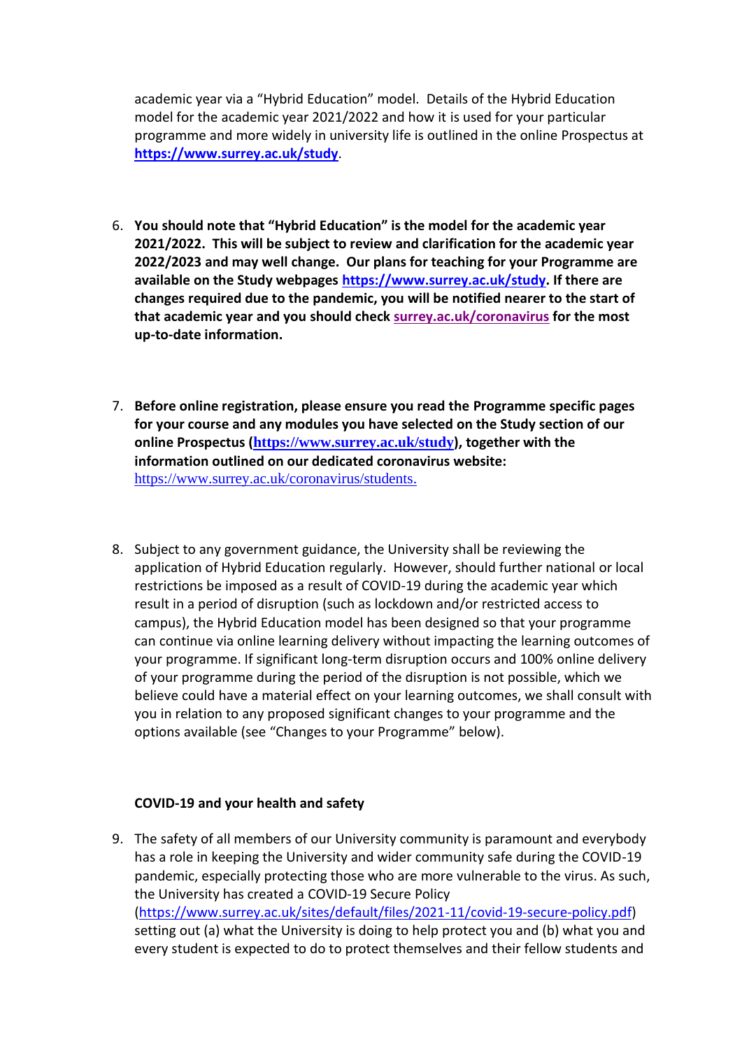academic year via a "Hybrid Education" model. Details of the Hybrid Education model for the academic year 2021/2022 and how it is used for your particular programme and more widely in university life is outlined in the online Prospectus at **https://www.surrey.ac.uk/study**.

6. **You should note that "Hybrid Education" is the model for the academic year 2021/2022. This will be subject to review and clarification for the academic year 2022/2023 and may well change. Our plans for teaching for your Programme are available on the Study webpages https://www.surrey.ac.uk/study. If there are changes required due to the pandemic, you will be notified nearer to the start of that academic year and you should check surrey.ac.uk/coronavirus for the most up-to-date information.**

7. **Before online registration, please ensure you read the Programme specific pages for your course and any modules you have selected on the Study section of our online Prospectus (https://www.surrey.ac.uk/study), together with the information outlined on our dedicated coronavirus website:** https://www.surrey.ac.uk/coronavirus/students.

8. Subject to any government guidance, the University shall be reviewing the application of Hybrid Education regularly. However, should further national or local restrictions be imposed as a result of COVID-19 during the academic year which result in a period of disruption (such as lockdown and/or restricted access to campus), the Hybrid Education model has been designed so that your programme can continue via online learning delivery without impacting the learning outcomes of your programme. If significant long-term disruption occurs and 100% online delivery of your programme during the period of the disruption is not possible, which we believe could have a material effect on your learning outcomes, we shall consult with you in relation to any proposed significant changes to your programme and the options available (see "Changes to your Programme" below).

**COVID-19 and your health and safety**

9. The safety of all members of our University community is paramount and everybody has a role in keeping the University and wider community safe during the COVID-19 pandemic, especially protecting those who are more vulnerable to the virus. As such, the University has created a COVID-19 Secure Policy (https://www.surrey.ac.uk/sites/default/files/2021-11/covid-19-secure-policy.pdf) setting out (a) what the University is doing to help protect you and (b) what you and every student is expected to do to protect themselves and their fellow students and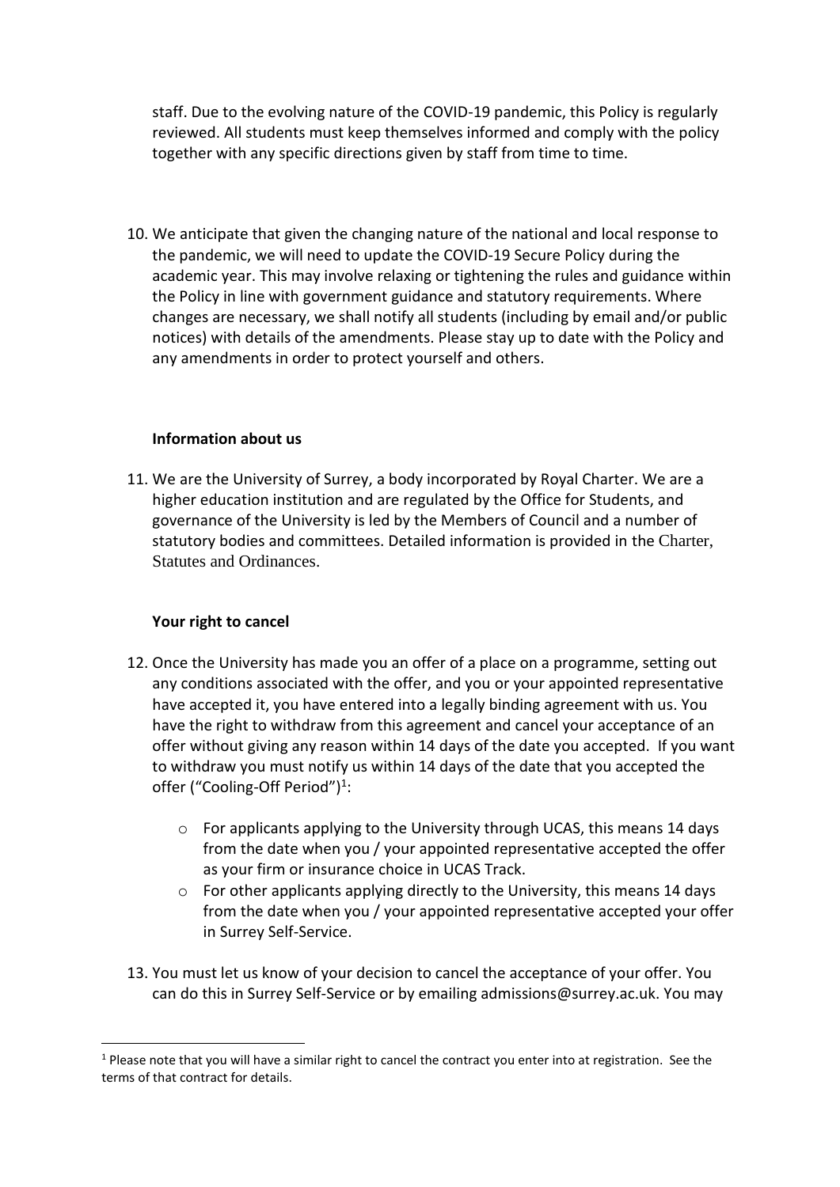staff. Due to the evolving nature of the COVID-19 pandemic, this Policy is regularly reviewed. All students must keep themselves informed and comply with the policy together with any specific directions given by staff from time to time.

10. We anticipate that given the changing nature of the national and local response to the pandemic, we will need to update the COVID-19 Secure Policy during the academic year. This may involve relaxing or tightening the rules and guidance within the Policy in line with government guidance and statutory requirements. Where changes are necessary, we shall notify all students (including by email and/or public notices) with details of the amendments. Please stay up to date with the Policy and any amendments in order to protect yourself and others.

**Information about us**

11. We are the University of Surrey, a body incorporated by Royal Charter. We are a higher education institution and are regulated by the Office for Students, and governance of the University is led by the Members of Council and a number of statutory bodies and committees. Detailed information is provided in the Charter, Statutes and Ordinances.

**Your right to cancel**

12. Once the University has made you an offer of a place on a programme, setting out any conditions associated with the offer, and you or your appointed representative have accepted it, you have entered into a legally binding agreement with us. You have the right to withdraw from this agreement and cancel your acceptance of an offer without giving any reason within 14 days of the date you accepted. If you want to withdraw you must notify us within 14 days of the date that you accepted the offer ("Cooling-Off Period")[1]:

    - For applicants applying to the University through UCAS, this means 14 days from the date when you / your appointed representative accepted the offer as your firm or insurance choice in UCAS Track.
    - For other applicants applying directly to the University, this means 14 days from the date when you / your appointed representative accepted your offer in Surrey Self-Service.

13. You must let us know of your decision to cancel the acceptance of your offer. You can do this in Surrey Self-Service or by emailing admissions@surrey.ac.uk. You may

[1] Please note that you will have a similar right to cancel the contract you enter into at registration. See the terms of that contract for details.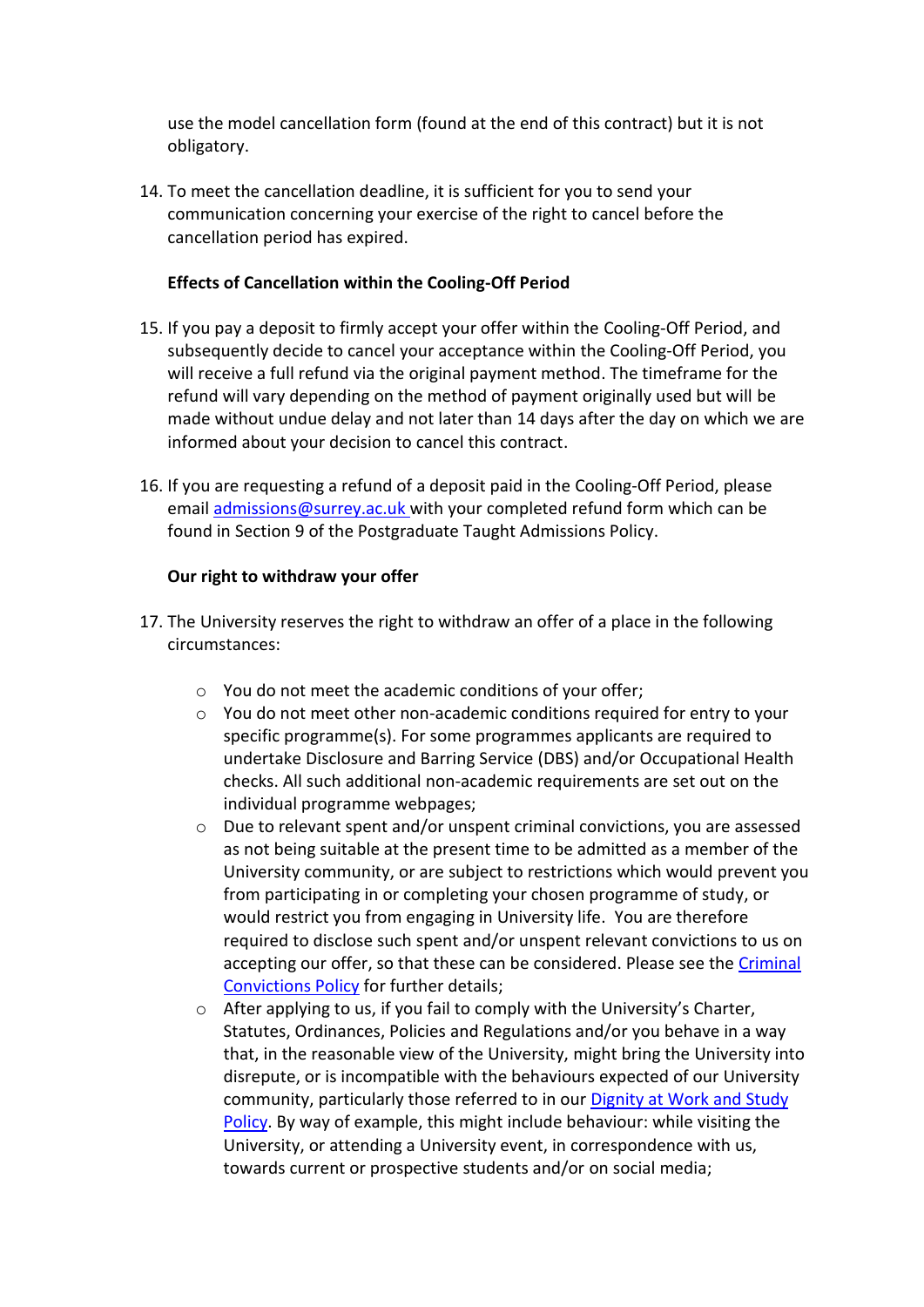use the model cancellation form (found at the end of this contract) but it is not obligatory.

14. To meet the cancellation deadline, it is sufficient for you to send your communication concerning your exercise of the right to cancel before the cancellation period has expired.

**Effects of Cancellation within the Cooling-Off Period**

15. If you pay a deposit to firmly accept your offer within the Cooling-Off Period, and subsequently decide to cancel your acceptance within the Cooling-Off Period, you will receive a full refund via the original payment method. The timeframe for the refund will vary depending on the method of payment originally used but will be made without undue delay and not later than 14 days after the day on which we are informed about your decision to cancel this contract.

16. If you are requesting a refund of a deposit paid in the Cooling-Off Period, please email [admissions@surrey.ac.uk](mailto:admissions@surrey.ac.uk) with your completed refund form which can be found in Section 9 of the Postgraduate Taught Admissions Policy.

**Our right to withdraw your offer**

17. The University reserves the right to withdraw an offer of a place in the following circumstances:

    - You do not meet the academic conditions of your offer;
    - You do not meet other non-academic conditions required for entry to your specific programme(s). For some programmes applicants are required to undertake Disclosure and Barring Service (DBS) and/or Occupational Health checks. All such additional non-academic requirements are set out on the individual programme webpages;
    - Due to relevant spent and/or unspent criminal convictions, you are assessed as not being suitable at the present time to be admitted as a member of the University community, or are subject to restrictions which would prevent you from participating in or completing your chosen programme of study, or would restrict you from engaging in University life. You are therefore required to disclose such spent and/or unspent relevant convictions to us on accepting our offer, so that these can be considered. Please see the [Criminal Convictions Policy]() for further details;
    - After applying to us, if you fail to comply with the University's Charter, Statutes, Ordinances, Policies and Regulations and/or you behave in a way that, in the reasonable view of the University, might bring the University into disrepute, or is incompatible with the behaviours expected of our University community, particularly those referred to in our [Dignity at Work and Study Policy](). By way of example, this might include behaviour: while visiting the University, or attending a University event, in correspondence with us, towards current or prospective students and/or on social media;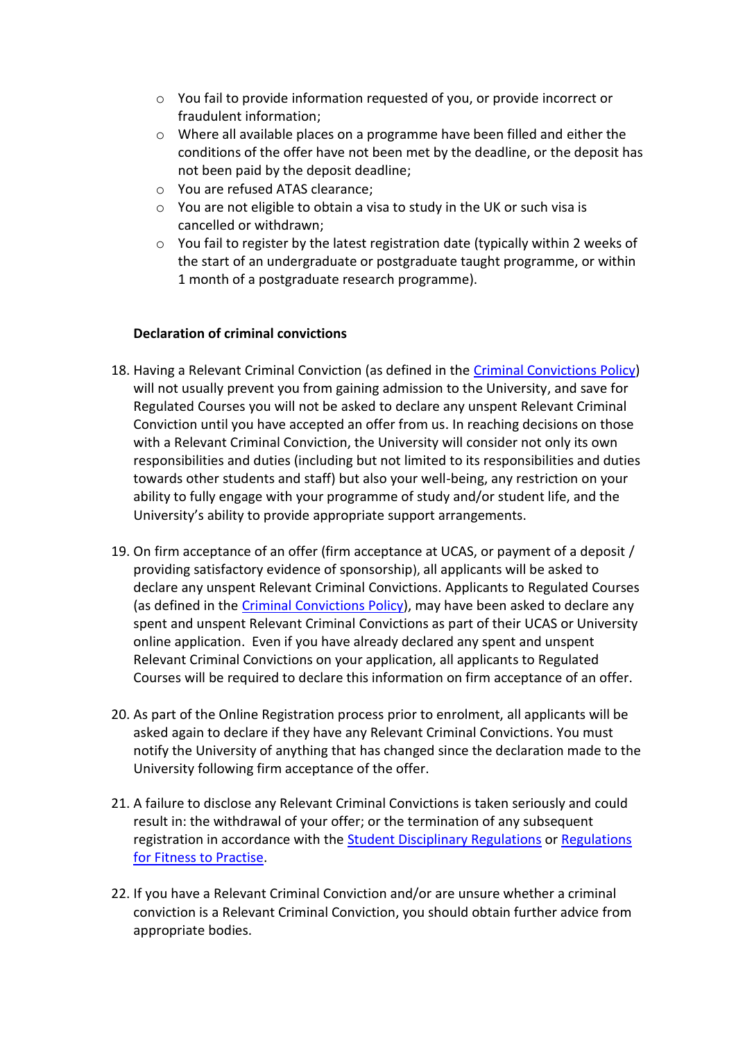- You fail to provide information requested of you, or provide incorrect or fraudulent information;
- Where all available places on a programme have been filled and either the conditions of the offer have not been met by the deadline, or the deposit has not been paid by the deposit deadline;
- You are refused ATAS clearance;
- You are not eligible to obtain a visa to study in the UK or such visa is cancelled or withdrawn;
- You fail to register by the latest registration date (typically within 2 weeks of the start of an undergraduate or postgraduate taught programme, or within 1 month of a postgraduate research programme).

**Declaration of criminal convictions**

18. Having a Relevant Criminal Conviction (as defined in the Criminal Convictions Policy) will not usually prevent you from gaining admission to the University, and save for Regulated Courses you will not be asked to declare any unspent Relevant Criminal Conviction until you have accepted an offer from us. In reaching decisions on those with a Relevant Criminal Conviction, the University will consider not only its own responsibilities and duties (including but not limited to its responsibilities and duties towards other students and staff) but also your well-being, any restriction on your ability to fully engage with your programme of study and/or student life, and the University's ability to provide appropriate support arrangements.

19. On firm acceptance of an offer (firm acceptance at UCAS, or payment of a deposit / providing satisfactory evidence of sponsorship), all applicants will be asked to declare any unspent Relevant Criminal Convictions. Applicants to Regulated Courses (as defined in the Criminal Convictions Policy), may have been asked to declare any spent and unspent Relevant Criminal Convictions as part of their UCAS or University online application. Even if you have already declared any spent and unspent Relevant Criminal Convictions on your application, all applicants to Regulated Courses will be required to declare this information on firm acceptance of an offer.

20. As part of the Online Registration process prior to enrolment, all applicants will be asked again to declare if they have any Relevant Criminal Convictions. You must notify the University of anything that has changed since the declaration made to the University following firm acceptance of the offer.

21. A failure to disclose any Relevant Criminal Convictions is taken seriously and could result in: the withdrawal of your offer; or the termination of any subsequent registration in accordance with the Student Disciplinary Regulations or Regulations for Fitness to Practise.

22. If you have a Relevant Criminal Conviction and/or are unsure whether a criminal conviction is a Relevant Criminal Conviction, you should obtain further advice from appropriate bodies.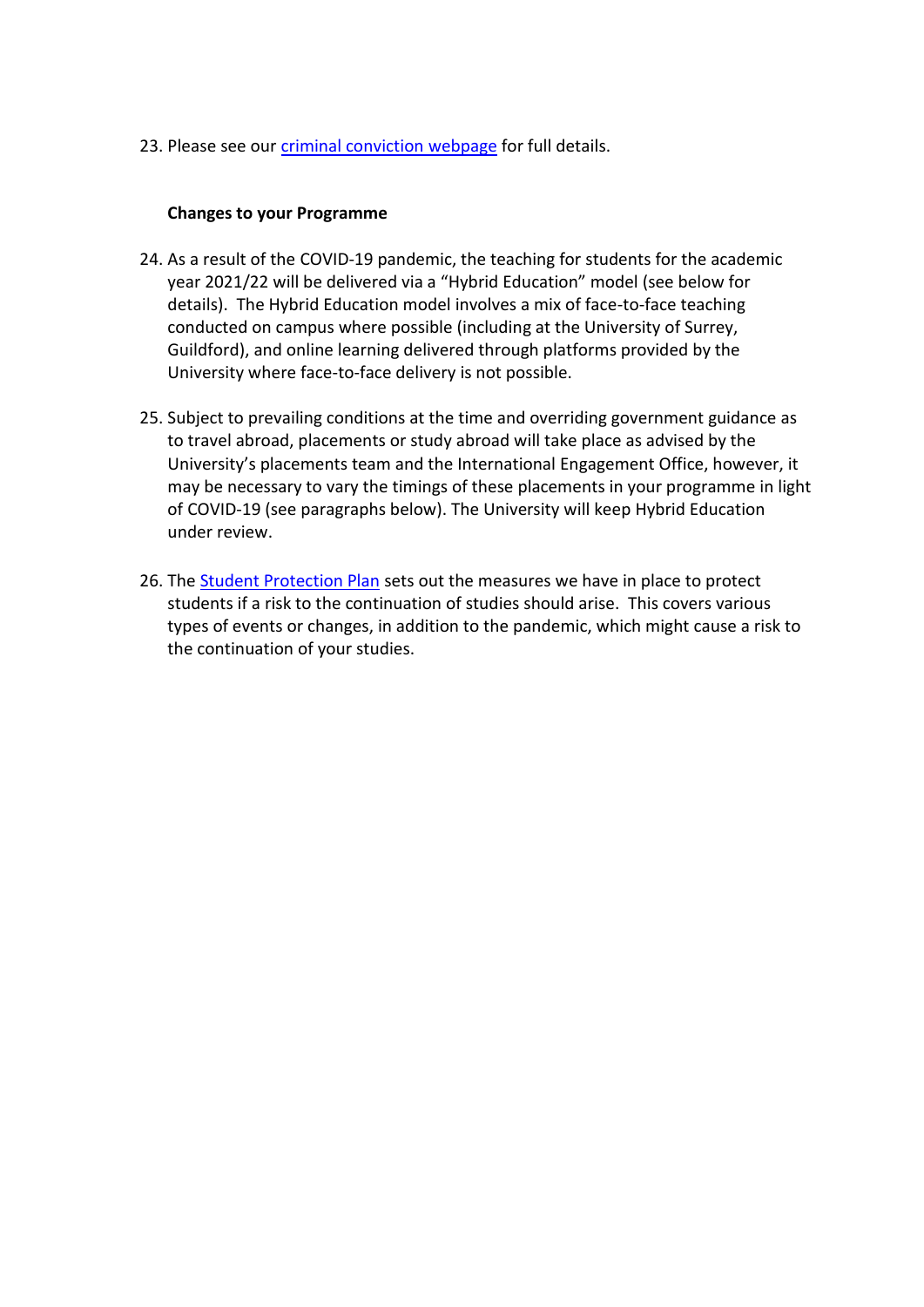23. Please see our criminal conviction webpage for full details.

**Changes to your Programme**

24. As a result of the COVID-19 pandemic, the teaching for students for the academic year 2021/22 will be delivered via a “Hybrid Education” model (see below for details). The Hybrid Education model involves a mix of face-to-face teaching conducted on campus where possible (including at the University of Surrey, Guildford), and online learning delivered through platforms provided by the University where face-to-face delivery is not possible.

25. Subject to prevailing conditions at the time and overriding government guidance as to travel abroad, placements or study abroad will take place as advised by the University’s placements team and the International Engagement Office, however, it may be necessary to vary the timings of these placements in your programme in light of COVID-19 (see paragraphs below). The University will keep Hybrid Education under review.

26. The Student Protection Plan sets out the measures we have in place to protect students if a risk to the continuation of studies should arise. This covers various types of events or changes, in addition to the pandemic, which might cause a risk to the continuation of your studies.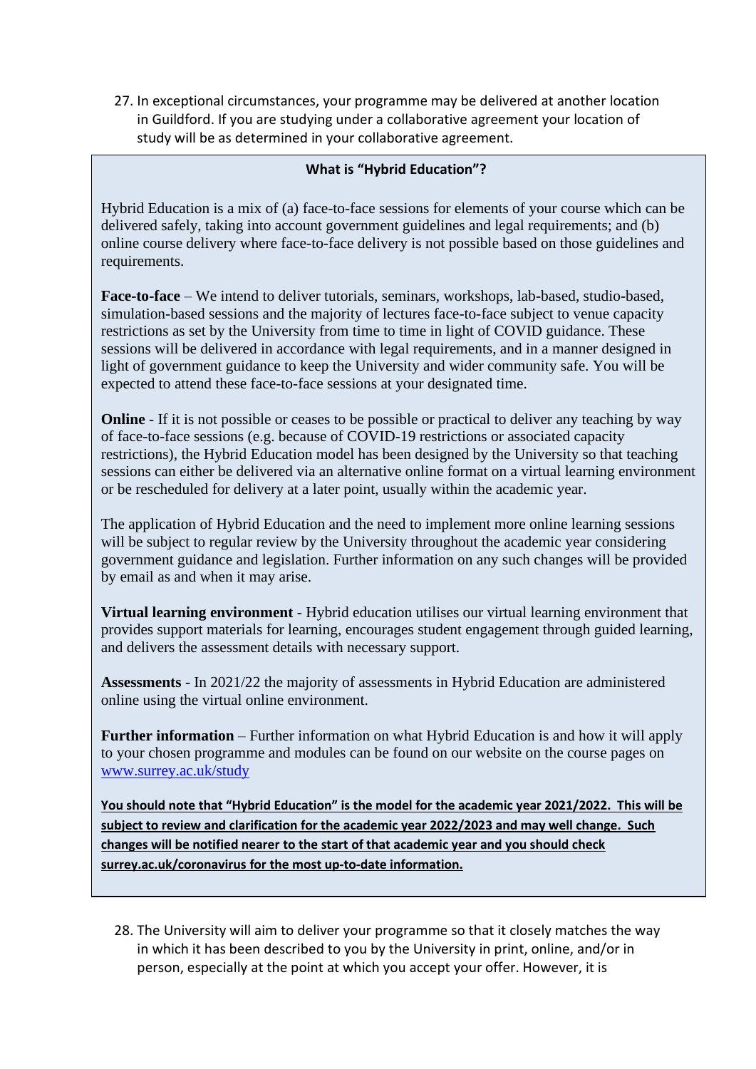27. In exceptional circumstances, your programme may be delivered at another location in Guildford. If you are studying under a collaborative agreement your location of study will be as determined in your collaborative agreement.

**What is "Hybrid Education"?**

Hybrid Education is a mix of (a) face-to-face sessions for elements of your course which can be delivered safely, taking into account government guidelines and legal requirements; and (b) online course delivery where face-to-face delivery is not possible based on those guidelines and requirements.

**Face-to-face** – We intend to deliver tutorials, seminars, workshops, lab-based, studio-based, simulation-based sessions and the majority of lectures face-to-face subject to venue capacity restrictions as set by the University from time to time in light of COVID guidance. These sessions will be delivered in accordance with legal requirements, and in a manner designed in light of government guidance to keep the University and wider community safe. You will be expected to attend these face-to-face sessions at your designated time.

**Online** - If it is not possible or ceases to be possible or practical to deliver any teaching by way of face-to-face sessions (e.g. because of COVID-19 restrictions or associated capacity restrictions), the Hybrid Education model has been designed by the University so that teaching sessions can either be delivered via an alternative online format on a virtual learning environment or be rescheduled for delivery at a later point, usually within the academic year.

The application of Hybrid Education and the need to implement more online learning sessions will be subject to regular review by the University throughout the academic year considering government guidance and legislation. Further information on any such changes will be provided by email as and when it may arise.

**Virtual learning environment** - Hybrid education utilises our virtual learning environment that provides support materials for learning, encourages student engagement through guided learning, and delivers the assessment details with necessary support.

**Assessments** - In 2021/22 the majority of assessments in Hybrid Education are administered online using the virtual online environment.

**Further information** – Further information on what Hybrid Education is and how it will apply to your chosen programme and modules can be found on our website on the course pages on [www.surrey.ac.uk/study](http://www.surrey.ac.uk/study)

**You should note that "Hybrid Education" is the model for the academic year 2021/2022. This will be subject to review and clarification for the academic year 2022/2023 and may well change. Such changes will be notified nearer to the start of that academic year and you should check surrey.ac.uk/coronavirus for the most up-to-date information.**

28. The University will aim to deliver your programme so that it closely matches the way in which it has been described to you by the University in print, online, and/or in person, especially at the point at which you accept your offer. However, it is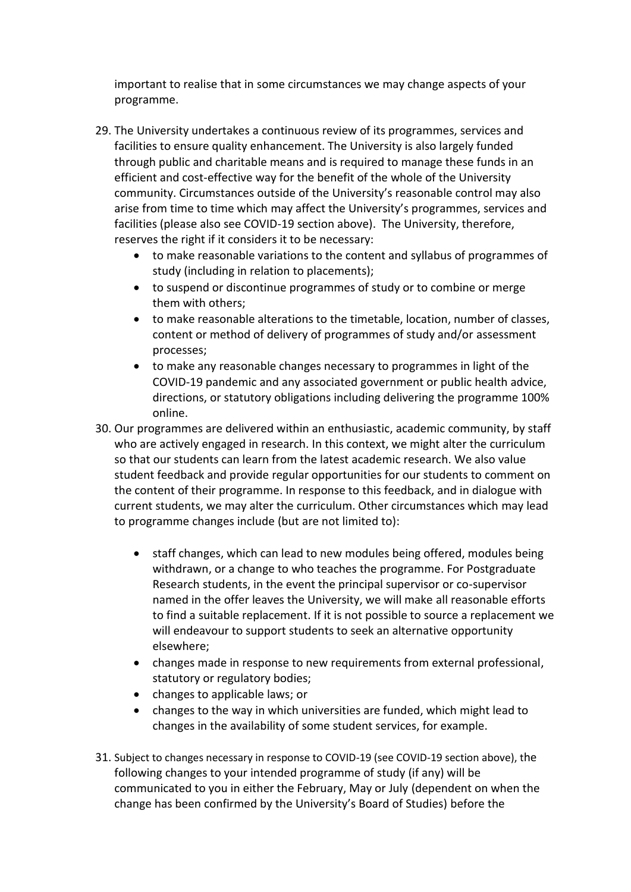important to realise that in some circumstances we may change aspects of your programme.

29. The University undertakes a continuous review of its programmes, services and facilities to ensure quality enhancement. The University is also largely funded through public and charitable means and is required to manage these funds in an efficient and cost-effective way for the benefit of the whole of the University community. Circumstances outside of the University's reasonable control may also arise from time to time which may affect the University's programmes, services and facilities (please also see COVID-19 section above). The University, therefore, reserves the right if it considers it to be necessary:
    - to make reasonable variations to the content and syllabus of programmes of study (including in relation to placements);
    - to suspend or discontinue programmes of study or to combine or merge them with others;
    - to make reasonable alterations to the timetable, location, number of classes, content or method of delivery of programmes of study and/or assessment processes;
    - to make any reasonable changes necessary to programmes in light of the COVID-19 pandemic and any associated government or public health advice, directions, or statutory obligations including delivering the programme 100% online.
30. Our programmes are delivered within an enthusiastic, academic community, by staff who are actively engaged in research. In this context, we might alter the curriculum so that our students can learn from the latest academic research. We also value student feedback and provide regular opportunities for our students to comment on the content of their programme. In response to this feedback, and in dialogue with current students, we may alter the curriculum. Other circumstances which may lead to programme changes include (but are not limited to):
    - staff changes, which can lead to new modules being offered, modules being withdrawn, or a change to who teaches the programme. For Postgraduate Research students, in the event the principal supervisor or co-supervisor named in the offer leaves the University, we will make all reasonable efforts to find a suitable replacement. If it is not possible to source a replacement we will endeavour to support students to seek an alternative opportunity elsewhere;
    - changes made in response to new requirements from external professional, statutory or regulatory bodies;
    - changes to applicable laws; or
    - changes to the way in which universities are funded, which might lead to changes in the availability of some student services, for example.
31. Subject to changes necessary in response to COVID-19 (see COVID-19 section above), the following changes to your intended programme of study (if any) will be communicated to you in either the February, May or July (dependent on when the change has been confirmed by the University's Board of Studies) before the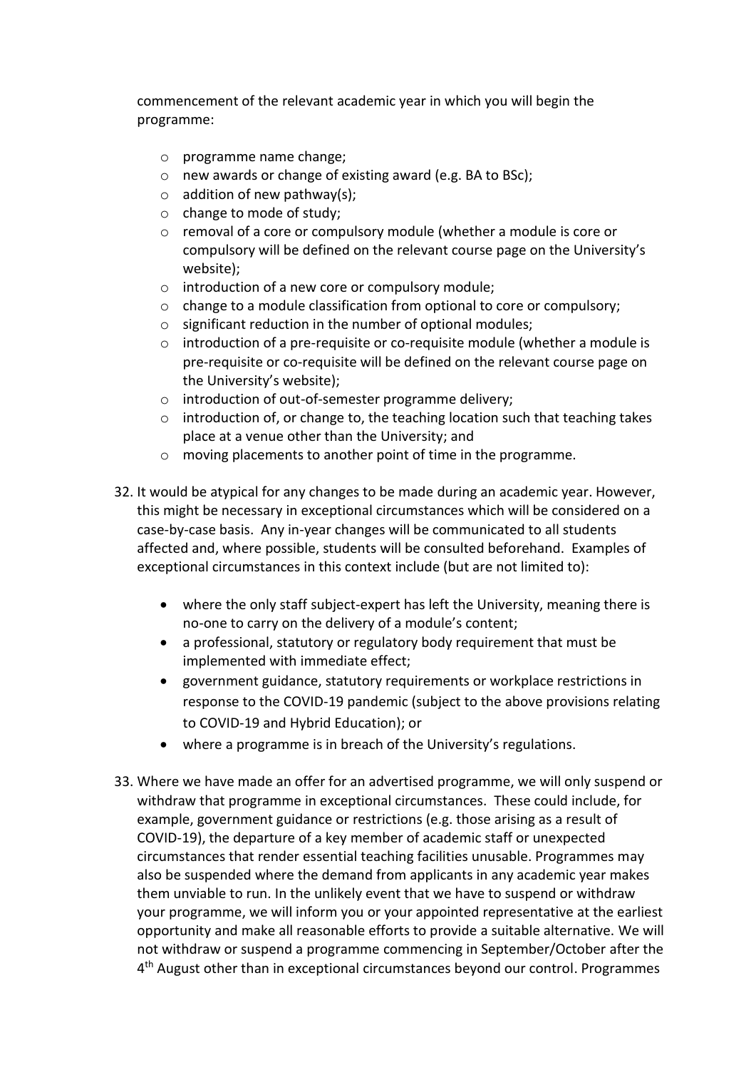commencement of the relevant academic year in which you will begin the programme:

- programme name change;
- new awards or change of existing award (e.g. BA to BSc);
- addition of new pathway(s);
- change to mode of study;
- removal of a core or compulsory module (whether a module is core or compulsory will be defined on the relevant course page on the University's website);
- introduction of a new core or compulsory module;
- change to a module classification from optional to core or compulsory;
- significant reduction in the number of optional modules;
- introduction of a pre-requisite or co-requisite module (whether a module is pre-requisite or co-requisite will be defined on the relevant course page on the University's website);
- introduction of out-of-semester programme delivery;
- introduction of, or change to, the teaching location such that teaching takes place at a venue other than the University; and
- moving placements to another point of time in the programme.

32. It would be atypical for any changes to be made during an academic year. However, this might be necessary in exceptional circumstances which will be considered on a case-by-case basis. Any in-year changes will be communicated to all students affected and, where possible, students will be consulted beforehand. Examples of exceptional circumstances in this context include (but are not limited to):

    - where the only staff subject-expert has left the University, meaning there is no-one to carry on the delivery of a module's content;
    - a professional, statutory or regulatory body requirement that must be implemented with immediate effect;
    - government guidance, statutory requirements or workplace restrictions in response to the COVID-19 pandemic (subject to the above provisions relating to COVID-19 and Hybrid Education); or
    - where a programme is in breach of the University's regulations.

33. Where we have made an offer for an advertised programme, we will only suspend or withdraw that programme in exceptional circumstances. These could include, for example, government guidance or restrictions (e.g. those arising as a result of COVID-19), the departure of a key member of academic staff or unexpected circumstances that render essential teaching facilities unusable. Programmes may also be suspended where the demand from applicants in any academic year makes them unviable to run. In the unlikely event that we have to suspend or withdraw your programme, we will inform you or your appointed representative at the earliest opportunity and make all reasonable efforts to provide a suitable alternative. We will not withdraw or suspend a programme commencing in September/October after the 4th August other than in exceptional circumstances beyond our control. Programmes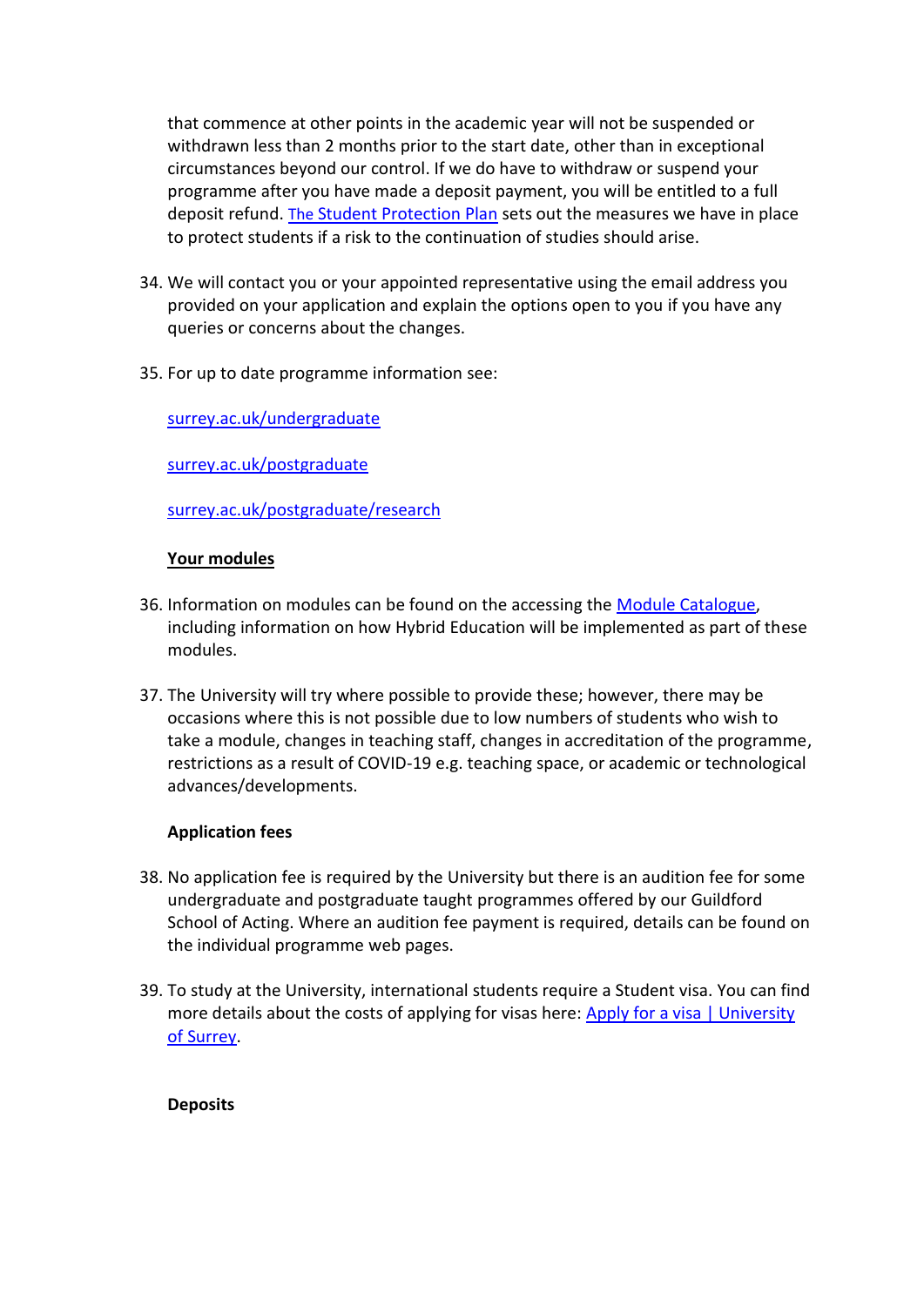that commence at other points in the academic year will not be suspended or withdrawn less than 2 months prior to the start date, other than in exceptional circumstances beyond our control. If we do have to withdraw or suspend your programme after you have made a deposit payment, you will be entitled to a full deposit refund. The Student Protection Plan sets out the measures we have in place to protect students if a risk to the continuation of studies should arise.

34. We will contact you or your appointed representative using the email address you provided on your application and explain the options open to you if you have any queries or concerns about the changes.

35. For up to date programme information see:

    surrey.ac.uk/undergraduate

    surrey.ac.uk/postgraduate

    surrey.ac.uk/postgraduate/research

**Your modules**

36. Information on modules can be found on the accessing the Module Catalogue, including information on how Hybrid Education will be implemented as part of these modules.

37. The University will try where possible to provide these; however, there may be occasions where this is not possible due to low numbers of students who wish to take a module, changes in teaching staff, changes in accreditation of the programme, restrictions as a result of COVID-19 e.g. teaching space, or academic or technological advances/developments.

**Application fees**

38. No application fee is required by the University but there is an audition fee for some undergraduate and postgraduate taught programmes offered by our Guildford School of Acting. Where an audition fee payment is required, details can be found on the individual programme web pages.

39. To study at the University, international students require a Student visa. You can find more details about the costs of applying for visas here: Apply for a visa | University of Surrey.

**Deposits**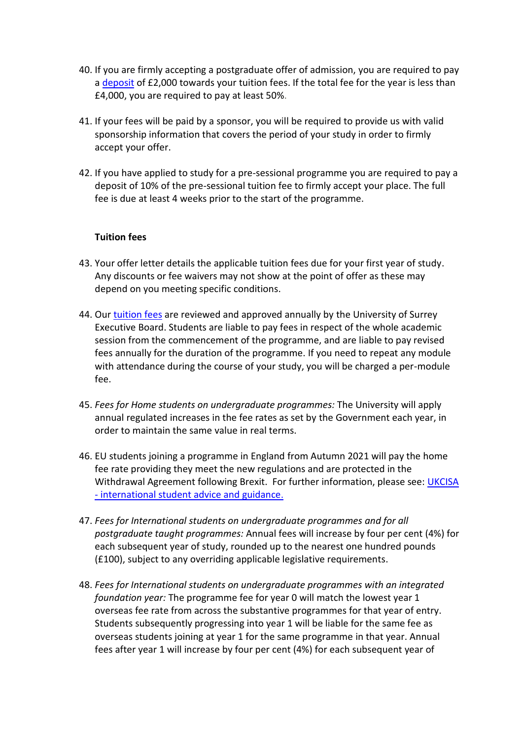40. If you are firmly accepting a postgraduate offer of admission, you are required to pay a [deposit] of £2,000 towards your tuition fees. If the total fee for the year is less than £4,000, you are required to pay at least 50%.

41. If your fees will be paid by a sponsor, you will be required to provide us with valid sponsorship information that covers the period of your study in order to firmly accept your offer.

42. If you have applied to study for a pre-sessional programme you are required to pay a deposit of 10% of the pre-sessional tuition fee to firmly accept your place. The full fee is due at least 4 weeks prior to the start of the programme.

**Tuition fees**

43. Your offer letter details the applicable tuition fees due for your first year of study. Any discounts or fee waivers may not show at the point of offer as these may depend on you meeting specific conditions.

44. Our [tuition fees] are reviewed and approved annually by the University of Surrey Executive Board. Students are liable to pay fees in respect of the whole academic session from the commencement of the programme, and are liable to pay revised fees annually for the duration of the programme. If you need to repeat any module with attendance during the course of your study, you will be charged a per-module fee.

45. *Fees for Home students on undergraduate programmes:* The University will apply annual regulated increases in the fee rates as set by the Government each year, in order to maintain the same value in real terms.

46. EU students joining a programme in England from Autumn 2021 will pay the home fee rate providing they meet the new regulations and are protected in the Withdrawal Agreement following Brexit. For further information, please see: [UKCISA - international student advice and guidance.]

47. *Fees for International students on undergraduate programmes and for all postgraduate taught programmes:* Annual fees will increase by four per cent (4%) for each subsequent year of study, rounded up to the nearest one hundred pounds (£100), subject to any overriding applicable legislative requirements.

48. *Fees for International students on undergraduate programmes with an integrated foundation year:* The programme fee for year 0 will match the lowest year 1 overseas fee rate from across the substantive programmes for that year of entry. Students subsequently progressing into year 1 will be liable for the same fee as overseas students joining at year 1 for the same programme in that year. Annual fees after year 1 will increase by four per cent (4%) for each subsequent year of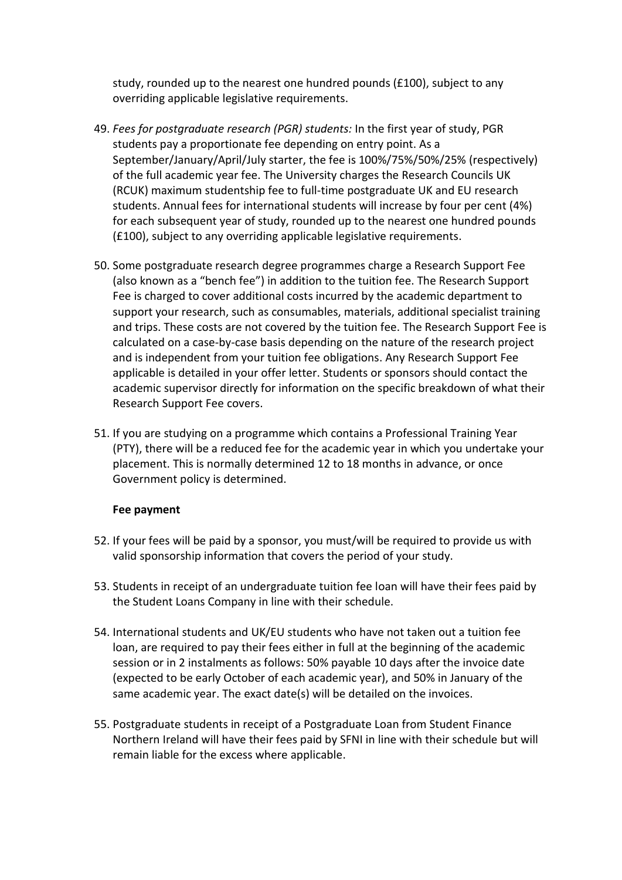study, rounded up to the nearest one hundred pounds (£100), subject to any overriding applicable legislative requirements.

49. *Fees for postgraduate research (PGR) students:* In the first year of study, PGR students pay a proportionate fee depending on entry point. As a September/January/April/July starter, the fee is 100%/75%/50%/25% (respectively) of the full academic year fee. The University charges the Research Councils UK (RCUK) maximum studentship fee to full-time postgraduate UK and EU research students. Annual fees for international students will increase by four per cent (4%) for each subsequent year of study, rounded up to the nearest one hundred pounds (£100), subject to any overriding applicable legislative requirements.

50. Some postgraduate research degree programmes charge a Research Support Fee (also known as a "bench fee") in addition to the tuition fee. The Research Support Fee is charged to cover additional costs incurred by the academic department to support your research, such as consumables, materials, additional specialist training and trips. These costs are not covered by the tuition fee. The Research Support Fee is calculated on a case-by-case basis depending on the nature of the research project and is independent from your tuition fee obligations. Any Research Support Fee applicable is detailed in your offer letter. Students or sponsors should contact the academic supervisor directly for information on the specific breakdown of what their Research Support Fee covers.

51. If you are studying on a programme which contains a Professional Training Year (PTY), there will be a reduced fee for the academic year in which you undertake your placement. This is normally determined 12 to 18 months in advance, or once Government policy is determined.

**Fee payment**

52. If your fees will be paid by a sponsor, you must/will be required to provide us with valid sponsorship information that covers the period of your study.

53. Students in receipt of an undergraduate tuition fee loan will have their fees paid by the Student Loans Company in line with their schedule.

54. International students and UK/EU students who have not taken out a tuition fee loan, are required to pay their fees either in full at the beginning of the academic session or in 2 instalments as follows: 50% payable 10 days after the invoice date (expected to be early October of each academic year), and 50% in January of the same academic year. The exact date(s) will be detailed on the invoices.

55. Postgraduate students in receipt of a Postgraduate Loan from Student Finance Northern Ireland will have their fees paid by SFNI in line with their schedule but will remain liable for the excess where applicable.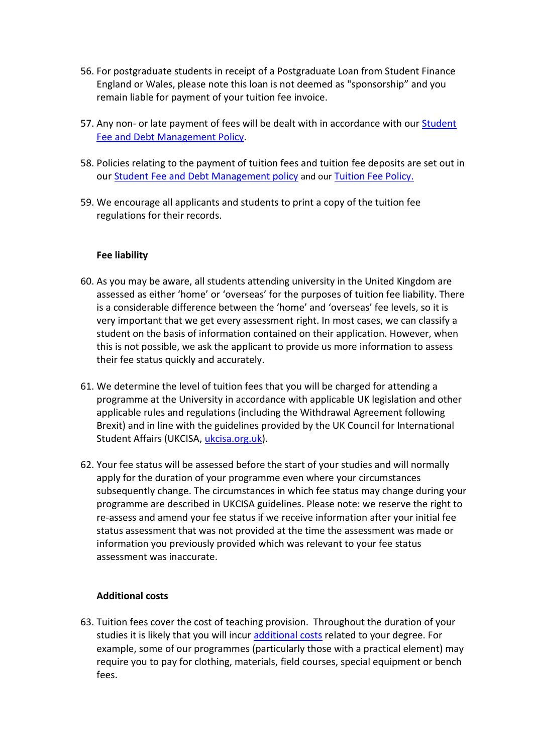56. For postgraduate students in receipt of a Postgraduate Loan from Student Finance England or Wales, please note this loan is not deemed as "sponsorship" and you remain liable for payment of your tuition fee invoice.

57. Any non- or late payment of fees will be dealt with in accordance with our Student Fee and Debt Management Policy.

58. Policies relating to the payment of tuition fees and tuition fee deposits are set out in our Student Fee and Debt Management policy and our Tuition Fee Policy.

59. We encourage all applicants and students to print a copy of the tuition fee regulations for their records.

**Fee liability**

60. As you may be aware, all students attending university in the United Kingdom are assessed as either 'home' or 'overseas' for the purposes of tuition fee liability. There is a considerable difference between the 'home' and 'overseas' fee levels, so it is very important that we get every assessment right. In most cases, we can classify a student on the basis of information contained on their application. However, when this is not possible, we ask the applicant to provide us more information to assess their fee status quickly and accurately.

61. We determine the level of tuition fees that you will be charged for attending a programme at the University in accordance with applicable UK legislation and other applicable rules and regulations (including the Withdrawal Agreement following Brexit) and in line with the guidelines provided by the UK Council for International Student Affairs (UKCISA, ukcisa.org.uk).

62. Your fee status will be assessed before the start of your studies and will normally apply for the duration of your programme even where your circumstances subsequently change. The circumstances in which fee status may change during your programme are described in UKCISA guidelines. Please note: we reserve the right to re-assess and amend your fee status if we receive information after your initial fee status assessment that was not provided at the time the assessment was made or information you previously provided which was relevant to your fee status assessment was inaccurate.

**Additional costs**

63. Tuition fees cover the cost of teaching provision. Throughout the duration of your studies it is likely that you will incur additional costs related to your degree. For example, some of our programmes (particularly those with a practical element) may require you to pay for clothing, materials, field courses, special equipment or bench fees.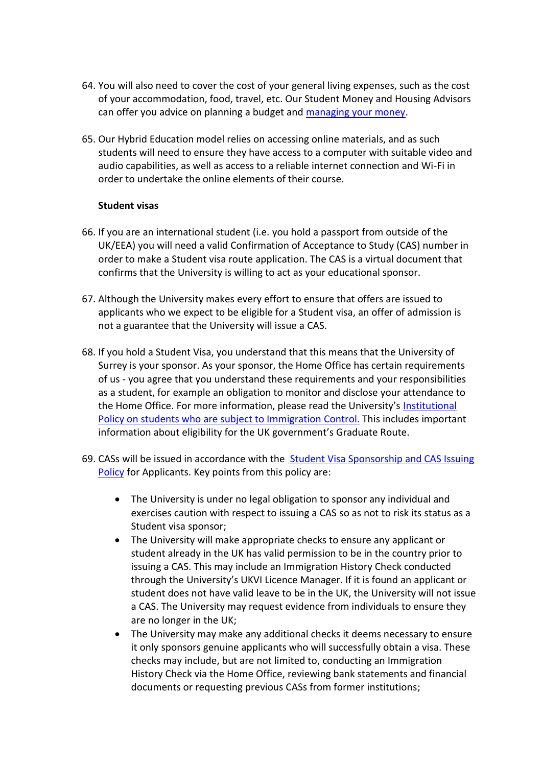64. You will also need to cover the cost of your general living expenses, such as the cost of your accommodation, food, travel, etc. Our Student Money and Housing Advisors can offer you advice on planning a budget and [managing your money](#).

65. Our Hybrid Education model relies on accessing online materials, and as such students will need to ensure they have access to a computer with suitable video and audio capabilities, as well as access to a reliable internet connection and Wi-Fi in order to undertake the online elements of their course.

**Student visas**

66. If you are an international student (i.e. you hold a passport from outside of the UK/EEA) you will need a valid Confirmation of Acceptance to Study (CAS) number in order to make a Student visa route application. The CAS is a virtual document that confirms that the University is willing to act as your educational sponsor.

67. Although the University makes every effort to ensure that offers are issued to applicants who we expect to be eligible for a Student visa, an offer of admission is not a guarantee that the University will issue a CAS.

68. If you hold a Student Visa, you understand that this means that the University of Surrey is your sponsor. As your sponsor, the Home Office has certain requirements of us - you agree that you understand these requirements and your responsibilities as a student, for example an obligation to monitor and disclose your attendance to the Home Office. For more information, please read the University's [Institutional Policy on students who are subject to Immigration Control.](#) This includes important information about eligibility for the UK government's Graduate Route.

69. CASs will be issued in accordance with the [Student Visa Sponsorship and CAS Issuing Policy](#) for Applicants. Key points from this policy are:

    - The University is under no legal obligation to sponsor any individual and exercises caution with respect to issuing a CAS so as not to risk its status as a Student visa sponsor;
    - The University will make appropriate checks to ensure any applicant or student already in the UK has valid permission to be in the country prior to issuing a CAS. This may include an Immigration History Check conducted through the University's UKVI Licence Manager. If it is found an applicant or student does not have valid leave to be in the UK, the University will not issue a CAS. The University may request evidence from individuals to ensure they are no longer in the UK;
    - The University may make any additional checks it deems necessary to ensure it only sponsors genuine applicants who will successfully obtain a visa. These checks may include, but are not limited to, conducting an Immigration History Check via the Home Office, reviewing bank statements and financial documents or requesting previous CASs from former institutions;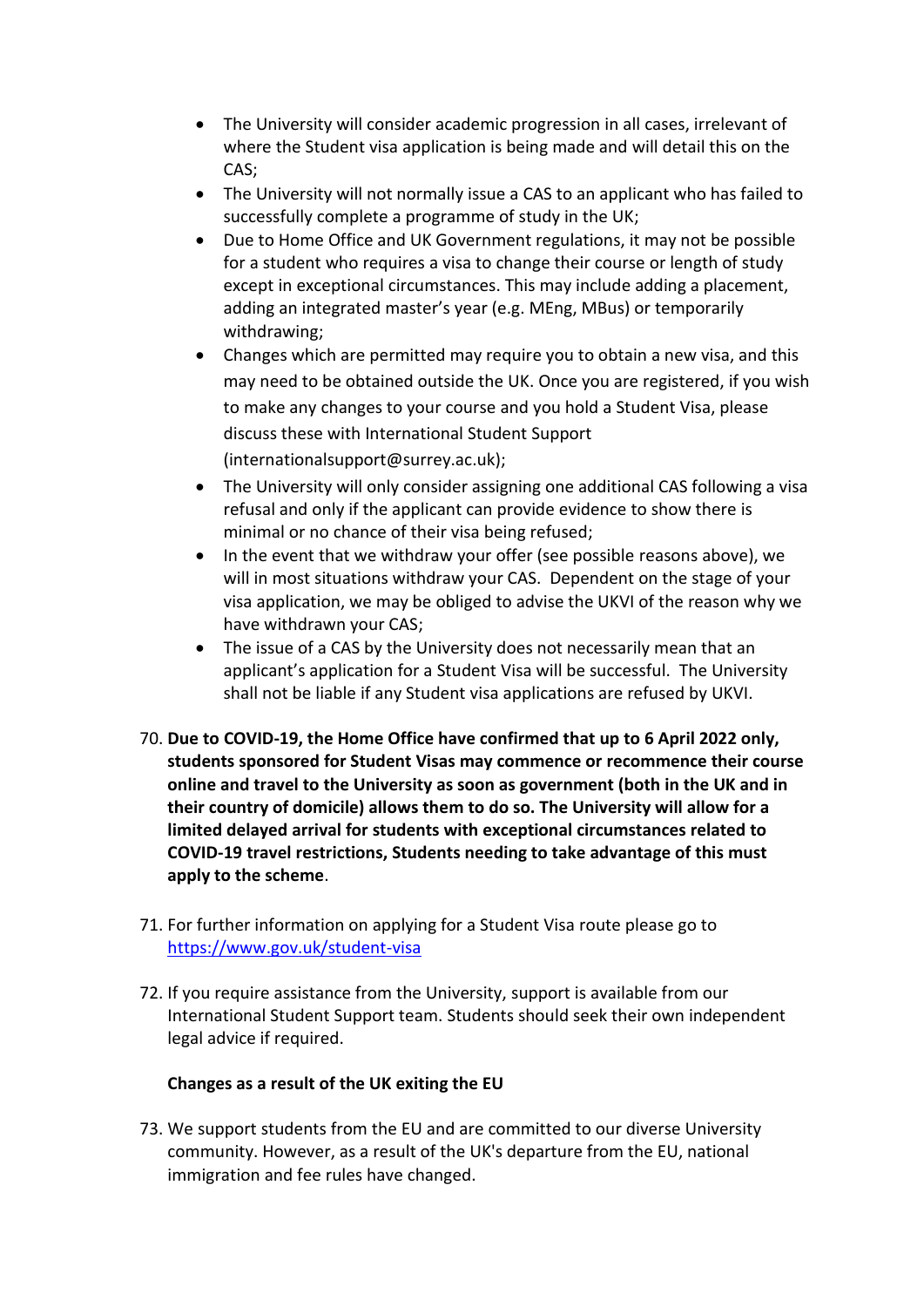- The University will consider academic progression in all cases, irrelevant of where the Student visa application is being made and will detail this on the CAS;
- The University will not normally issue a CAS to an applicant who has failed to successfully complete a programme of study in the UK;
- Due to Home Office and UK Government regulations, it may not be possible for a student who requires a visa to change their course or length of study except in exceptional circumstances. This may include adding a placement, adding an integrated master's year (e.g. MEng, MBus) or temporarily withdrawing;
- Changes which are permitted may require you to obtain a new visa, and this may need to be obtained outside the UK. Once you are registered, if you wish to make any changes to your course and you hold a Student Visa, please discuss these with International Student Support (internationalsupport@surrey.ac.uk);
- The University will only consider assigning one additional CAS following a visa refusal and only if the applicant can provide evidence to show there is minimal or no chance of their visa being refused;
- In the event that we withdraw your offer (see possible reasons above), we will in most situations withdraw your CAS. Dependent on the stage of your visa application, we may be obliged to advise the UKVI of the reason why we have withdrawn your CAS;
- The issue of a CAS by the University does not necessarily mean that an applicant's application for a Student Visa will be successful. The University shall not be liable if any Student visa applications are refused by UKVI.

70. **Due to COVID-19, the Home Office have confirmed that up to 6 April 2022 only, students sponsored for Student Visas may commence or recommence their course online and travel to the University as soon as government (both in the UK and in their country of domicile) allows them to do so. The University will allow for a limited delayed arrival for students with exceptional circumstances related to COVID-19 travel restrictions, Students needing to take advantage of this must apply to the scheme**.

71. For further information on applying for a Student Visa route please go to [https://www.gov.uk/student-visa](https://www.gov.uk/student-visa)

72. If you require assistance from the University, support is available from our International Student Support team. Students should seek their own independent legal advice if required.

**Changes as a result of the UK exiting the EU**

73. We support students from the EU and are committed to our diverse University community. However, as a result of the UK's departure from the EU, national immigration and fee rules have changed.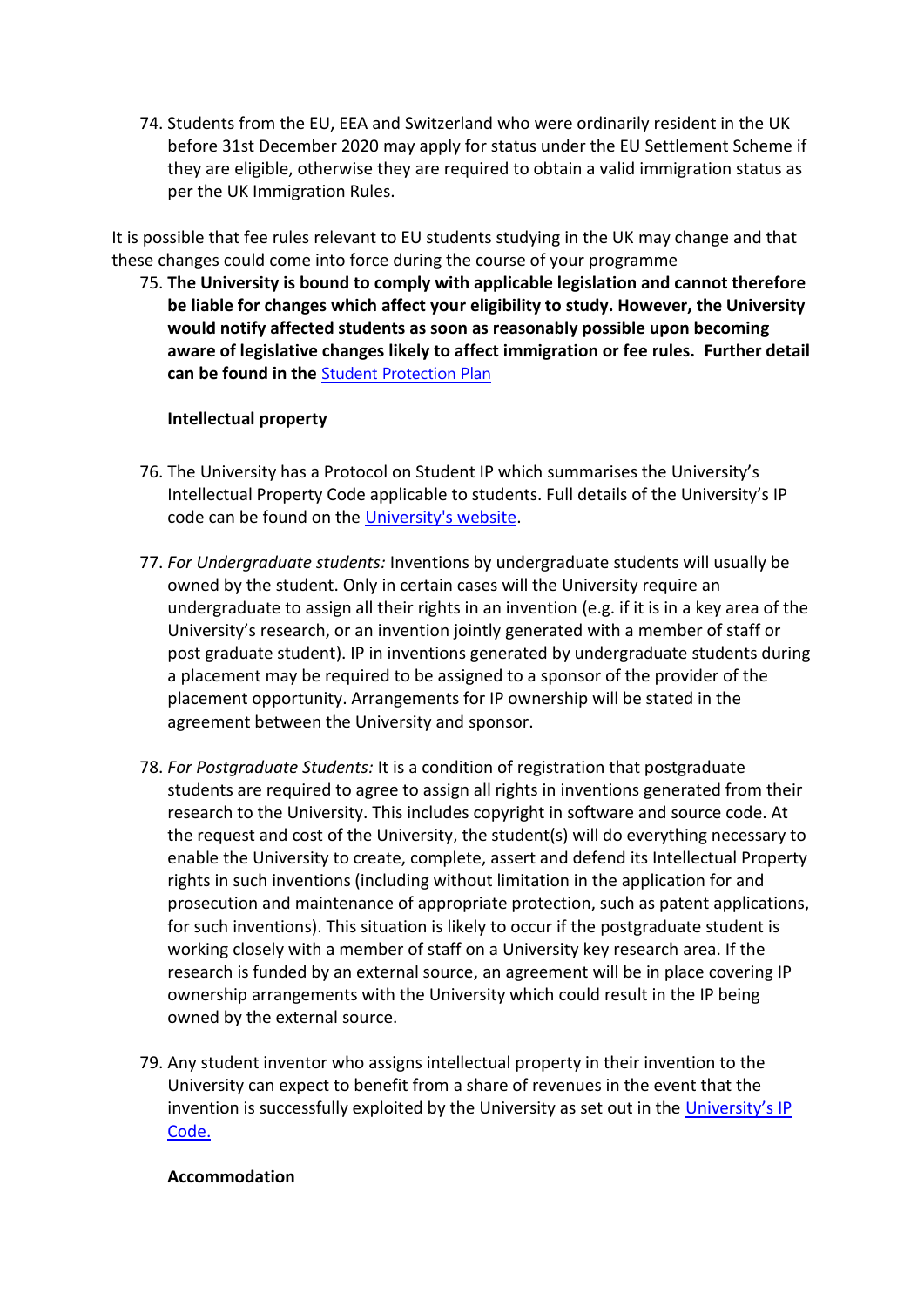74. Students from the EU, EEA and Switzerland who were ordinarily resident in the UK before 31st December 2020 may apply for status under the EU Settlement Scheme if they are eligible, otherwise they are required to obtain a valid immigration status as per the UK Immigration Rules.

It is possible that fee rules relevant to EU students studying in the UK may change and that these changes could come into force during the course of your programme

75. **The University is bound to comply with applicable legislation and cannot therefore be liable for changes which affect your eligibility to study. However, the University would notify affected students as soon as reasonably possible upon becoming aware of legislative changes likely to affect immigration or fee rules. Further detail can be found in the** [Student Protection Plan]()

**Intellectual property**

76. The University has a Protocol on Student IP which summarises the University's Intellectual Property Code applicable to students. Full details of the University's IP code can be found on the [University's website]().

77. *For Undergraduate students:* Inventions by undergraduate students will usually be owned by the student. Only in certain cases will the University require an undergraduate to assign all their rights in an invention (e.g. if it is in a key area of the University's research, or an invention jointly generated with a member of staff or post graduate student). IP in inventions generated by undergraduate students during a placement may be required to be assigned to a sponsor of the provider of the placement opportunity. Arrangements for IP ownership will be stated in the agreement between the University and sponsor.

78. *For Postgraduate Students:* It is a condition of registration that postgraduate students are required to agree to assign all rights in inventions generated from their research to the University. This includes copyright in software and source code. At the request and cost of the University, the student(s) will do everything necessary to enable the University to create, complete, assert and defend its Intellectual Property rights in such inventions (including without limitation in the application for and prosecution and maintenance of appropriate protection, such as patent applications, for such inventions). This situation is likely to occur if the postgraduate student is working closely with a member of staff on a University key research area. If the research is funded by an external source, an agreement will be in place covering IP ownership arrangements with the University which could result in the IP being owned by the external source.

79. Any student inventor who assigns intellectual property in their invention to the University can expect to benefit from a share of revenues in the event that the invention is successfully exploited by the University as set out in the [University's IP Code.]()

**Accommodation**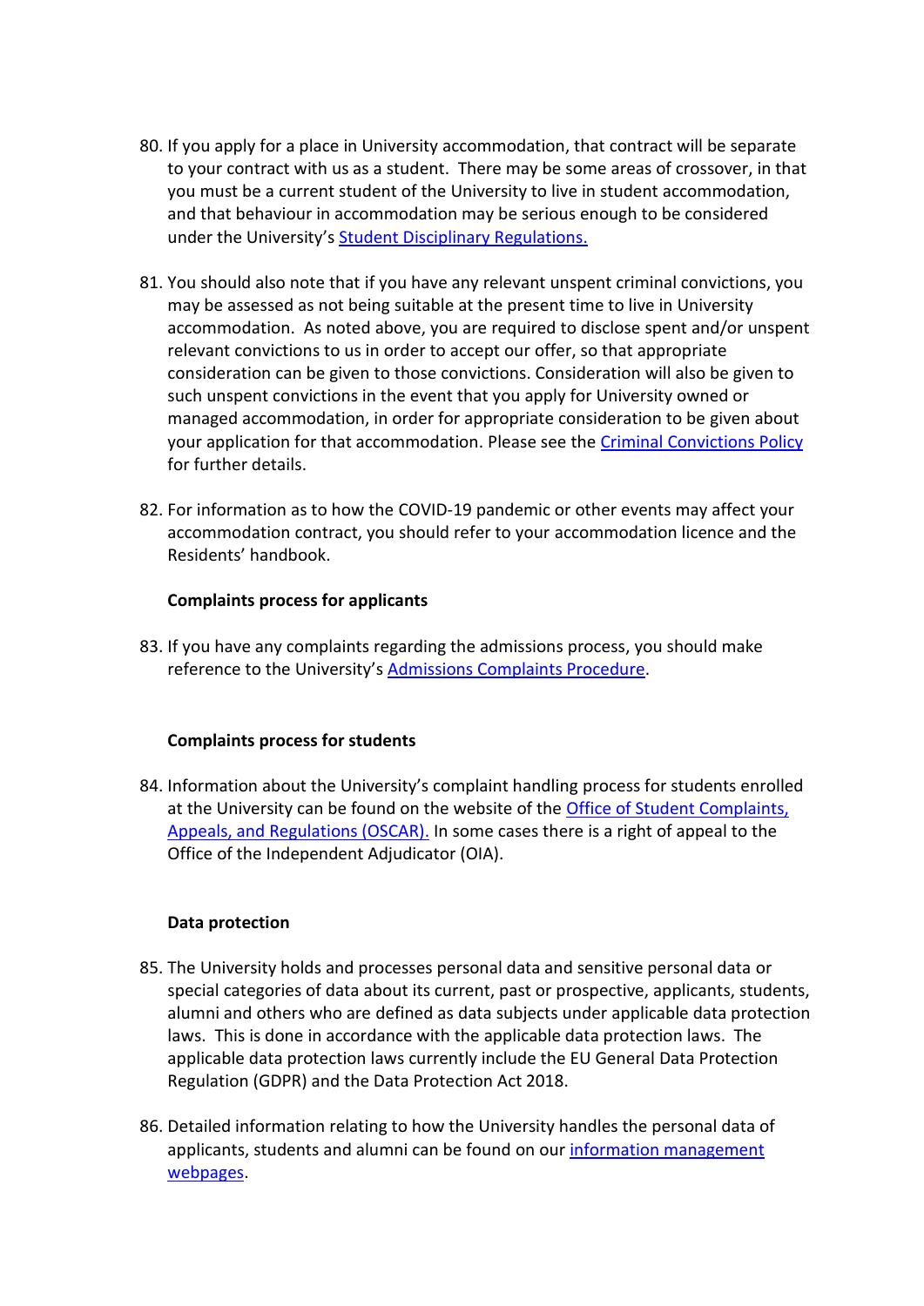80. If you apply for a place in University accommodation, that contract will be separate to your contract with us as a student. There may be some areas of crossover, in that you must be a current student of the University to live in student accommodation, and that behaviour in accommodation may be serious enough to be considered under the University's Student Disciplinary Regulations.

81. You should also note that if you have any relevant unspent criminal convictions, you may be assessed as not being suitable at the present time to live in University accommodation. As noted above, you are required to disclose spent and/or unspent relevant convictions to us in order to accept our offer, so that appropriate consideration can be given to those convictions. Consideration will also be given to such unspent convictions in the event that you apply for University owned or managed accommodation, in order for appropriate consideration to be given about your application for that accommodation. Please see the Criminal Convictions Policy for further details.

82. For information as to how the COVID-19 pandemic or other events may affect your accommodation contract, you should refer to your accommodation licence and the Residents' handbook.

**Complaints process for applicants**

83. If you have any complaints regarding the admissions process, you should make reference to the University's Admissions Complaints Procedure.

**Complaints process for students**

84. Information about the University's complaint handling process for students enrolled at the University can be found on the website of the Office of Student Complaints, Appeals, and Regulations (OSCAR). In some cases there is a right of appeal to the Office of the Independent Adjudicator (OIA).

**Data protection**

85. The University holds and processes personal data and sensitive personal data or special categories of data about its current, past or prospective, applicants, students, alumni and others who are defined as data subjects under applicable data protection laws. This is done in accordance with the applicable data protection laws. The applicable data protection laws currently include the EU General Data Protection Regulation (GDPR) and the Data Protection Act 2018.

86. Detailed information relating to how the University handles the personal data of applicants, students and alumni can be found on our information management webpages.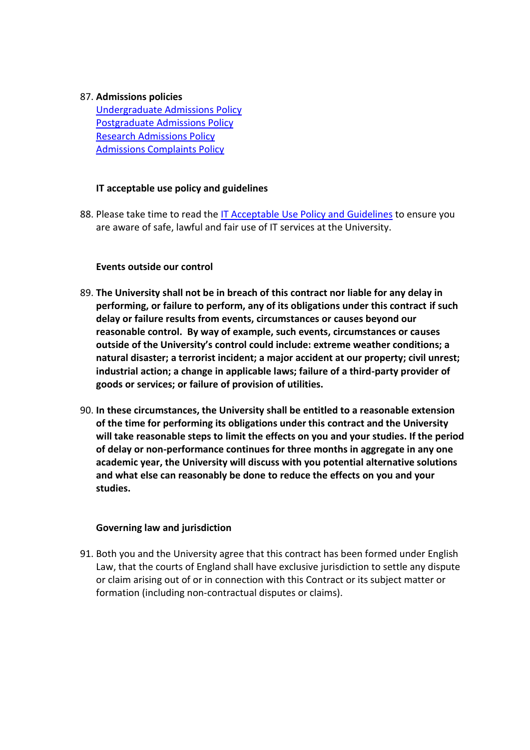87. **Admissions policies**
    Undergraduate Admissions Policy
    Postgraduate Admissions Policy
    Research Admissions Policy
    Admissions Complaints Policy

**IT acceptable use policy and guidelines**

88. Please take time to read the IT Acceptable Use Policy and Guidelines to ensure you are aware of safe, lawful and fair use of IT services at the University.

**Events outside our control**

89. **The University shall not be in breach of this contract nor liable for any delay in performing, or failure to perform, any of its obligations under this contract if such delay or failure results from events, circumstances or causes beyond our reasonable control. By way of example, such events, circumstances or causes outside of the University's control could include: extreme weather conditions; a natural disaster; a terrorist incident; a major accident at our property; civil unrest; industrial action; a change in applicable laws; failure of a third-party provider of goods or services; or failure of provision of utilities.**

90. **In these circumstances, the University shall be entitled to a reasonable extension of the time for performing its obligations under this contract and the University will take reasonable steps to limit the effects on you and your studies. If the period of delay or non-performance continues for three months in aggregate in any one academic year, the University will discuss with you potential alternative solutions and what else can reasonably be done to reduce the effects on you and your studies.**

**Governing law and jurisdiction**

91. Both you and the University agree that this contract has been formed under English Law, that the courts of England shall have exclusive jurisdiction to settle any dispute or claim arising out of or in connection with this Contract or its subject matter or formation (including non-contractual disputes or claims).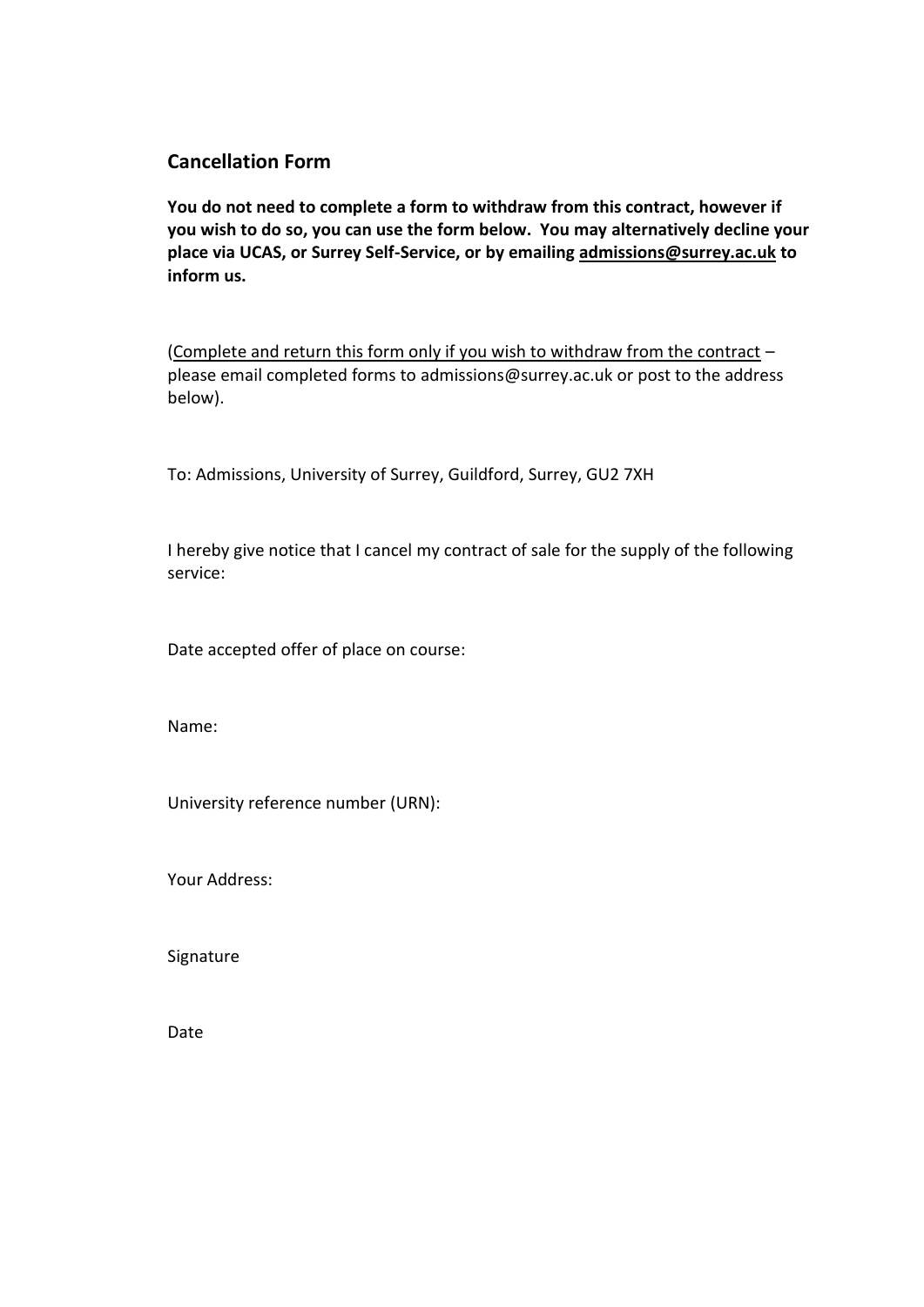## Cancellation Form

**You do not need to complete a form to withdraw from this contract, however if you wish to do so, you can use the form below. You may alternatively decline your place via UCAS, or Surrey Self-Service, or by emailing admissions@surrey.ac.uk to inform us.**

(Complete and return this form only if you wish to withdraw from the contract – please email completed forms to admissions@surrey.ac.uk or post to the address below).

To: Admissions, University of Surrey, Guildford, Surrey, GU2 7XH

I hereby give notice that I cancel my contract of sale for the supply of the following service:

Date accepted offer of place on course:

Name:

University reference number (URN):

Your Address:

Signature

Date